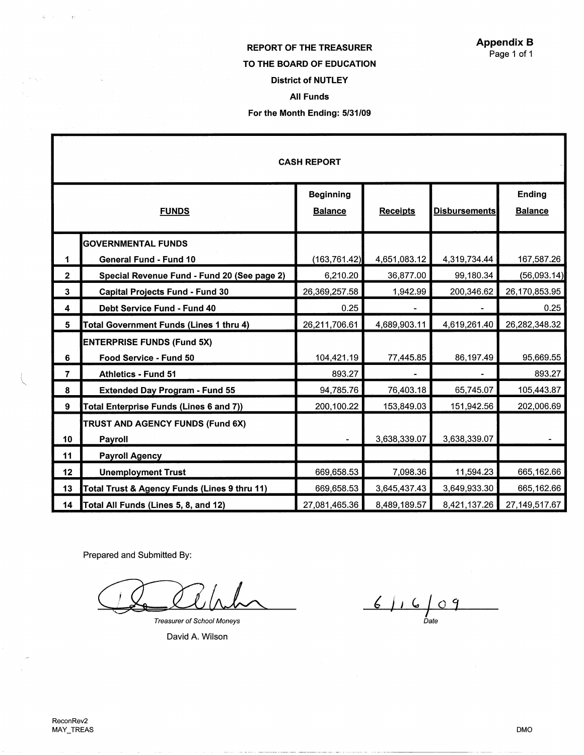**Appendix B**
Page 1 of 1

# REPORT OF THE TREASURER
## TO THE BOARD OF EDUCATION
### District of NUTLEY
### All Funds
### For the Month Ending: 5/31/09

**CASH REPORT**

| | FUNDS | Beginning Balance | Receipts | Disbursements | Ending Balance |
|---|---|---|---|---|---|
| | **GOVERNMENTAL FUNDS** | | | | |
| 1 | General Fund - Fund 10 | (163,761.42) | 4,651,083.12 | 4,319,734.44 | 167,587.26 |
| 2 | Special Revenue Fund - Fund 20 (See page 2) | 6,210.20 | 36,877.00 | 99,180.34 | (56,093.14) |
| 3 | Capital Projects Fund - Fund 30 | 26,369,257.58 | 1,942.99 | 200,346.62 | 26,170,853.95 |
| 4 | Debt Service Fund - Fund 40 | 0.25 | - | - | 0.25 |
| 5 | **Total Government Funds (Lines 1 thru 4)** | 26,211,706.61 | 4,689,903.11 | 4,619,261.40 | 26,282,348.32 |
| | **ENTERPRISE FUNDS (Fund 5X)** | | | | |
| 6 | Food Service - Fund 50 | 104,421.19 | 77,445.85 | 86,197.49 | 95,669.55 |
| 7 | Athletics - Fund 51 | 893.27 | - | - | 893.27 |
| 8 | Extended Day Program - Fund 55 | 94,785.76 | 76,403.18 | 65,745.07 | 105,443.87 |
| 9 | **Total Enterprise Funds (Lines 6 and 7))** | 200,100.22 | 153,849.03 | 151,942.56 | 202,006.69 |
| | **TRUST AND AGENCY FUNDS (Fund 6X)** | | | | |
| 10 | Payroll | - | 3,638,339.07 | 3,638,339.07 | - |
| 11 | Payroll Agency | | | | |
| 12 | Unemployment Trust | 669,658.53 | 7,098.36 | 11,594.23 | 665,162.66 |
| 13 | **Total Trust & Agency Funds (Lines 9 thru 11)** | 669,658.53 | 3,645,437.43 | 3,649,933.30 | 665,162.66 |
| 14 | **Total All Funds (Lines 5, 8, and 12)** | 27,081,465.36 | 8,489,189.57 | 8,421,137.26 | 27,149,517.67 |

Prepared and Submitted By:

*Treasurer of School Moneys*
David A. Wilson

6/16/09
*Date*

ReconRev2
MAY_TREAS

DMO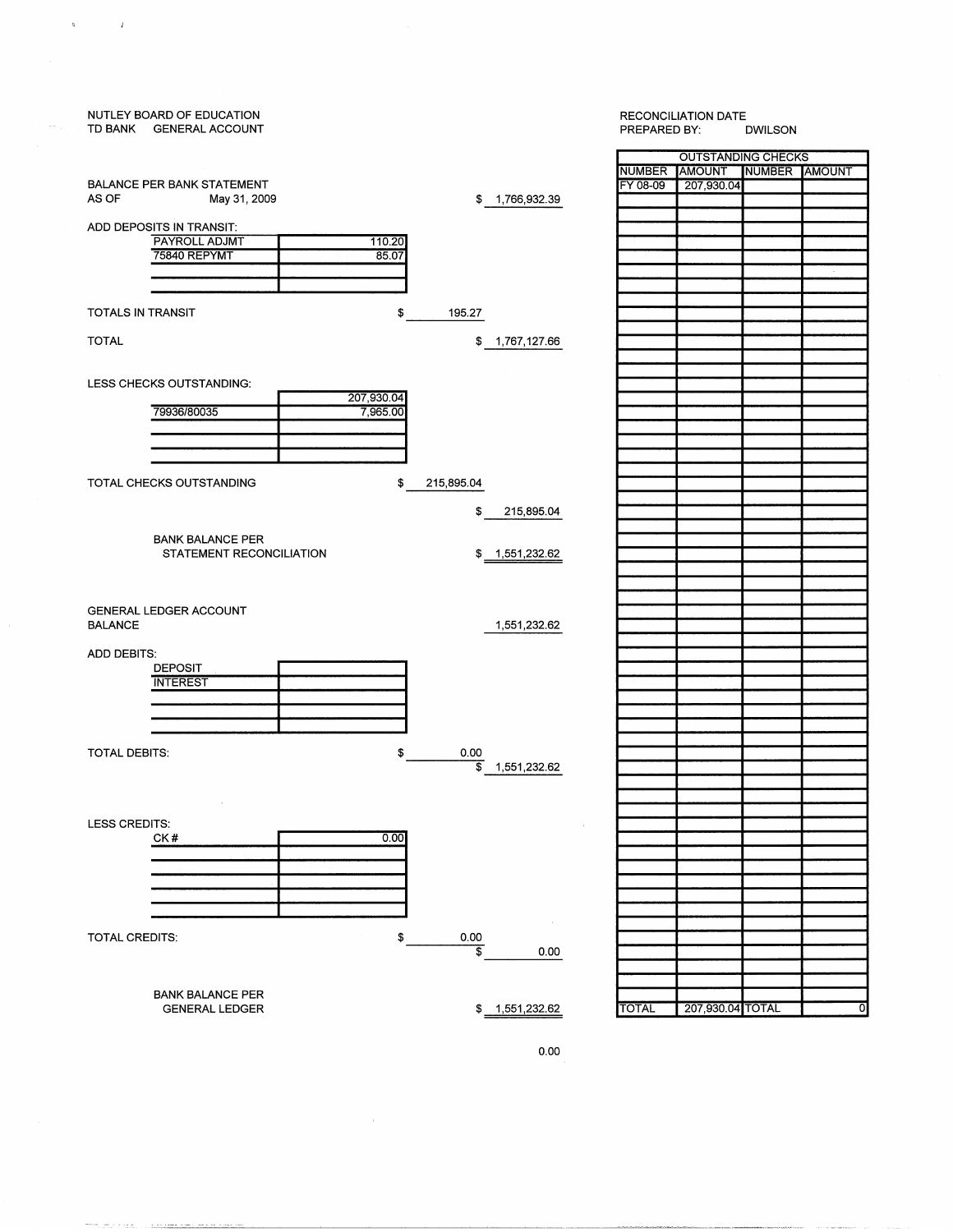NUTLEY BOARD OF EDUCATION
TD BANK GENERAL ACCOUNT

RECONCILIATION DATE
PREPARED BY: DWILSON

BALANCE PER BANK STATEMENT
AS OF May 31, 2009 $ 1,766,932.39

ADD DEPOSITS IN TRANSIT:

| | |
|---|---|
| PAYROLL ADJMT | 110.20 |
| 75840 REPYMT | 85.07 |

TOTALS IN TRANSIT $ 195.27

TOTAL $ 1,767,127.66

LESS CHECKS OUTSTANDING:

| | |
|---|---|
| | 207,930.04 |
| 79936/80035 | 7,965.00 |

TOTAL CHECKS OUTSTANDING $ 215,895.04

$ 215,895.04

BANK BALANCE PER STATEMENT RECONCILIATION $ 1,551,232.62

GENERAL LEDGER ACCOUNT BALANCE 1,551,232.62

ADD DEBITS:

| | |
|---|---|
| DEPOSIT | |
| INTEREST | |

TOTAL DEBITS: $ 0.00

$ 1,551,232.62

LESS CREDITS:

| | |
|---|---|
| CK # | 0.00 |

TOTAL CREDITS: $ 0.00

$ 0.00

BANK BALANCE PER GENERAL LEDGER $ 1,551,232.62

0.00

| OUTSTANDING CHECKS | | | |
|---|---|---|---|
| NUMBER | AMOUNT | NUMBER | AMOUNT |
| FY 08-09 | 207,930.04 | | |
| TOTAL | 207,930.04 | TOTAL | 0 |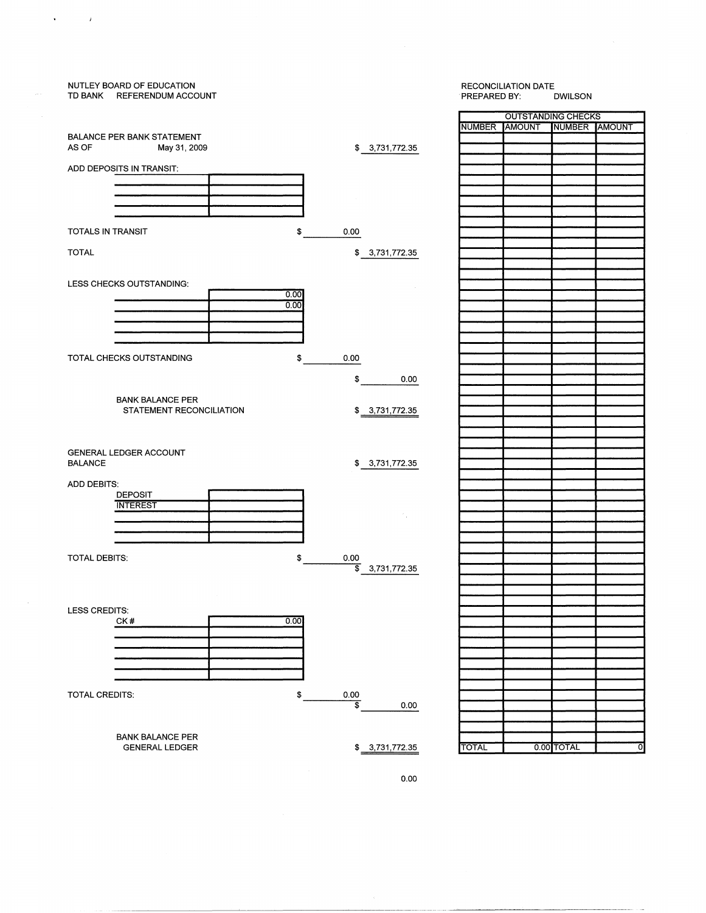NUTLEY BOARD OF EDUCATION
TD BANK REFERENDUM ACCOUNT

RECONCILIATION DATE
PREPARED BY: DWILSON

BALANCE PER BANK STATEMENT
AS OF May 31, 2009 $ 3,731,772.35

ADD DEPOSITS IN TRANSIT:

| | |
|---|---|
| | |
| | |
| | |
| | |

TOTALS IN TRANSIT $ 0.00

TOTAL $ 3,731,772.35

LESS CHECKS OUTSTANDING:

| | |
|---|---|
| | 0.00 |
| | 0.00 |
| | |
| | |
| | |

TOTAL CHECKS OUTSTANDING $ 0.00

$ 0.00

BANK BALANCE PER
STATEMENT RECONCILIATION $ 3,731,772.35

GENERAL LEDGER ACCOUNT
BALANCE $ 3,731,772.35

ADD DEBITS:

| | |
|---|---|
| DEPOSIT | |
| INTEREST | |
| | |
| | |
| | |

TOTAL DEBITS: $ 0.00
$ 3,731,772.35

LESS CREDITS:

| | |
|---|---|
| CK # | 0.00 |
| | |
| | |
| | |
| | |
| | |

TOTAL CREDITS: $ 0.00
$ 0.00

BANK BALANCE PER
GENERAL LEDGER $ 3,731,772.35

0.00

| OUTSTANDING CHECKS | | | |
|---|---|---|---|
| NUMBER | AMOUNT | NUMBER | AMOUNT |
| TOTAL | 0.00 | TOTAL | 0 |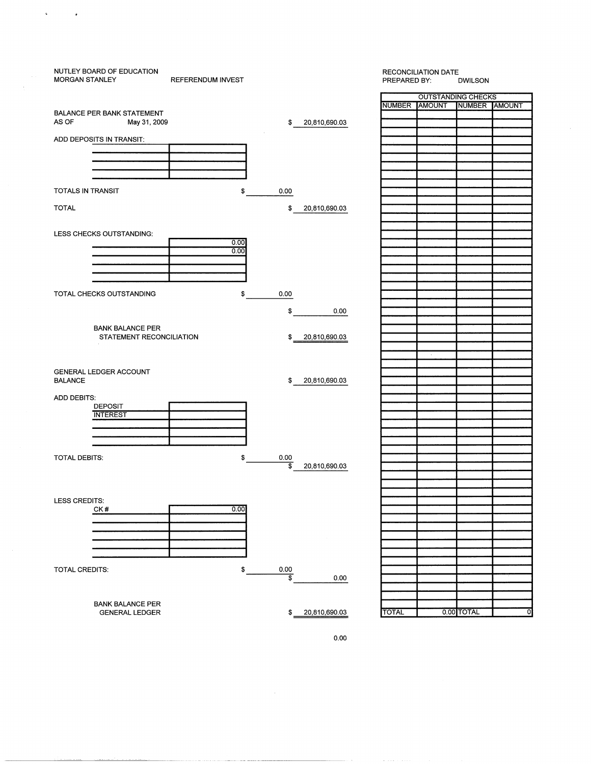NUTLEY BOARD OF EDUCATION
MORGAN STANLEY REFERENDUM INVEST

RECONCILIATION DATE
PREPARED BY: DWILSON

BALANCE PER BANK STATEMENT
AS OF May 31, 2009 $ 20,810,690.03

ADD DEPOSITS IN TRANSIT:

| | |
|---|---|
| | |
| | |
| | |
| | |

TOTALS IN TRANSIT $ 0.00

TOTAL $ 20,810,690.03

LESS CHECKS OUTSTANDING:

| | |
|---|---|
| | 0.00 |
| | 0.00 |
| | |
| | |
| | |

TOTAL CHECKS OUTSTANDING $ 0.00

$ 0.00

BANK BALANCE PER
STATEMENT RECONCILIATION $ 20,810,690.03

GENERAL LEDGER ACCOUNT
BALANCE $ 20,810,690.03

ADD DEBITS:

| | |
|---|---|
| DEPOSIT | |
| INTEREST | |
| | |
| | |
| | |

TOTAL DEBITS: $ 0.00

$ 20,810,690.03

LESS CREDITS:

| | |
|---|---|
| CK # | 0.00 |
| | |
| | |
| | |
| | |
| | |

TOTAL CREDITS: $ 0.00

$ 0.00

BANK BALANCE PER
GENERAL LEDGER $ 20,810,690.03

0.00

| OUTSTANDING CHECKS | | | |
|---|---|---|---|
| NUMBER | AMOUNT | NUMBER | AMOUNT |
| | | | |
| TOTAL | 0.00 | TOTAL | 0 |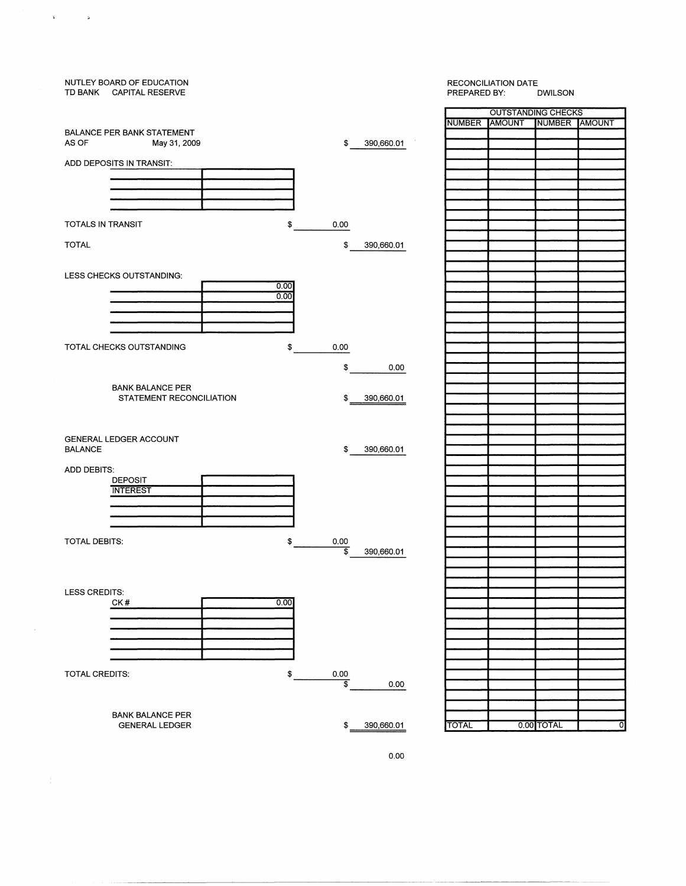NUTLEY BOARD OF EDUCATION
TD BANK CAPITAL RESERVE

RECONCILIATION DATE
PREPARED BY: DWILSON

BALANCE PER BANK STATEMENT
AS OF May 31, 2009 $ 390,660.01

ADD DEPOSITS IN TRANSIT:

| | |
|---|---|
| | |
| | |
| | |
| | |

TOTALS IN TRANSIT $ 0.00

TOTAL $ 390,660.01

LESS CHECKS OUTSTANDING:

| | |
|---|---|
| | 0.00 |
| | 0.00 |
| | |
| | |
| | |

TOTAL CHECKS OUTSTANDING $ 0.00

$ 0.00

BANK BALANCE PER
STATEMENT RECONCILIATION $ 390,660.01

GENERAL LEDGER ACCOUNT
BALANCE $ 390,660.01

ADD DEBITS:

| | |
|---|---|
| DEPOSIT | |
| INTEREST | |
| | |
| | |
| | |

TOTAL DEBITS: $ 0.00
$ 390,660.01

LESS CREDITS:

| | |
|---|---|
| CK # | 0.00 |
| | |
| | |
| | |
| | |
| | |

TOTAL CREDITS: $ 0.00
$ 0.00

BANK BALANCE PER
GENERAL LEDGER $ 390,660.01

0.00

| OUTSTANDING CHECKS | | | |
|---|---|---|---|
| NUMBER | AMOUNT | NUMBER | AMOUNT |
| TOTAL | 0.00 | TOTAL | 0 |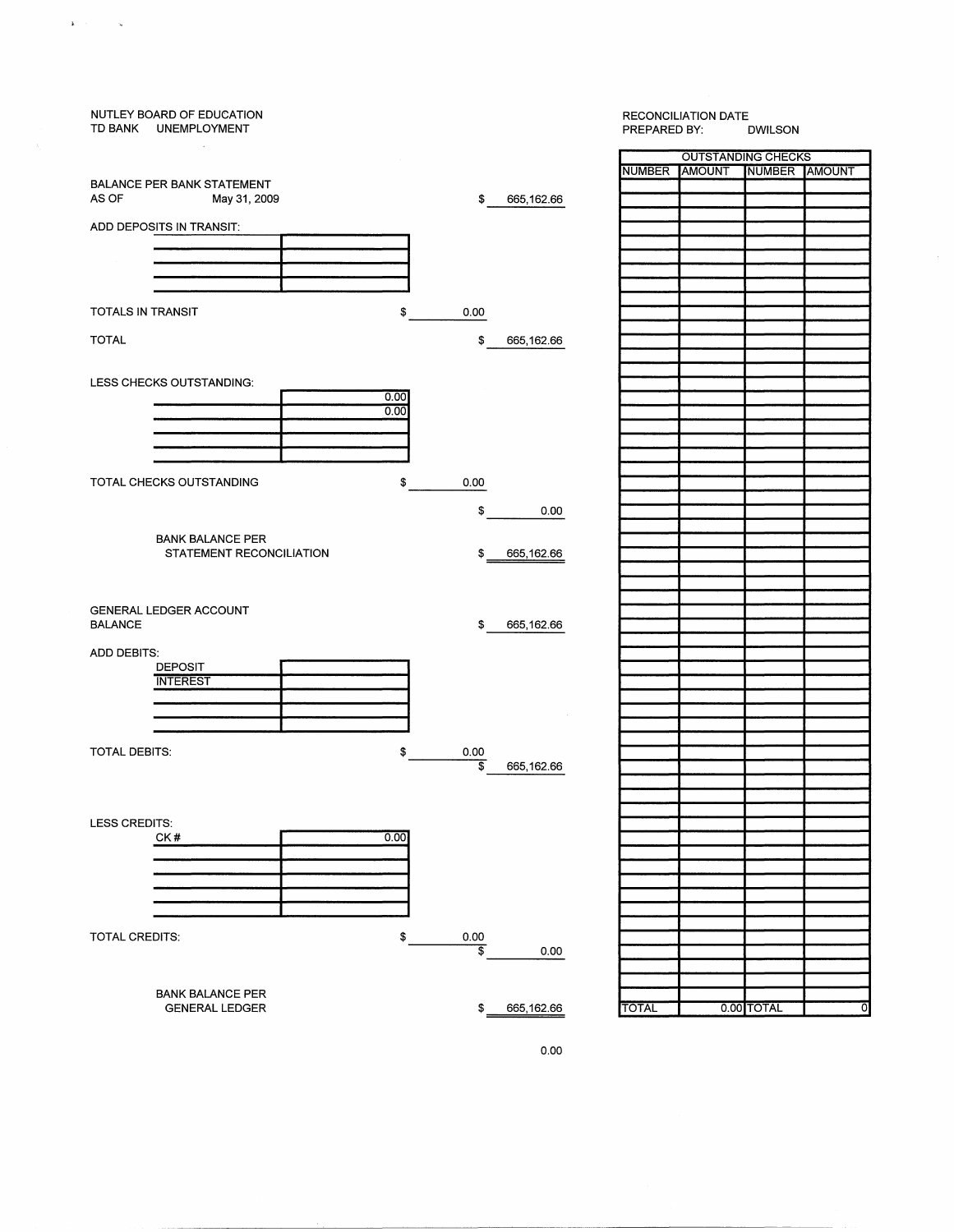NUTLEY BOARD OF EDUCATION
TD BANK UNEMPLOYMENT

RECONCILIATION DATE
PREPARED BY: DWILSON

BALANCE PER BANK STATEMENT
AS OF May 31, 2009 $ 665,162.66

ADD DEPOSITS IN TRANSIT:

| | |
|---|---|
| | |
| | |
| | |
| | |

TOTALS IN TRANSIT $ 0.00

TOTAL $ 665,162.66

LESS CHECKS OUTSTANDING:

| | |
|---|---|
| | 0.00 |
| | 0.00 |
| | |
| | |
| | |

TOTAL CHECKS OUTSTANDING $ 0.00

$ 0.00

BANK BALANCE PER
STATEMENT RECONCILIATION $ 665,162.66

GENERAL LEDGER ACCOUNT
BALANCE $ 665,162.66

ADD DEBITS:

| | |
|---|---|
| DEPOSIT | |
| INTEREST | |
| | |
| | |
| | |

TOTAL DEBITS: $ 0.00

$ 665,162.66

LESS CREDITS:

| | |
|---|---|
| CK # | 0.00 |
| | |
| | |
| | |
| | |
| | |

TOTAL CREDITS: $ 0.00

$ 0.00

BANK BALANCE PER
GENERAL LEDGER $ 665,162.66

0.00

| OUTSTANDING CHECKS | | | |
|---|---|---|---|
| NUMBER | AMOUNT | NUMBER | AMOUNT |
| TOTAL | 0.00 | TOTAL | 0 |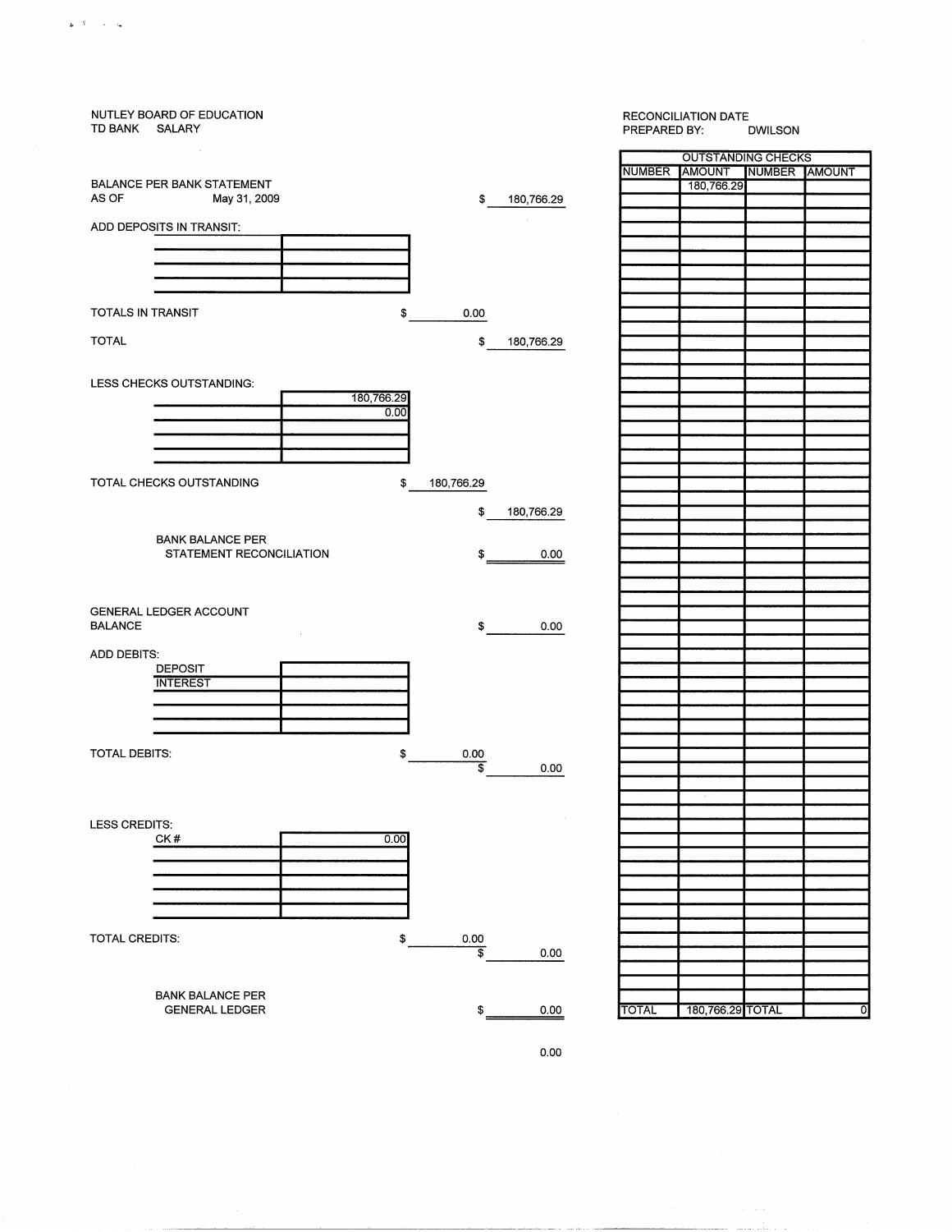NUTLEY BOARD OF EDUCATION
TD BANK SALARY

RECONCILIATION DATE
PREPARED BY: DWILSON

BALANCE PER BANK STATEMENT
AS OF May 31, 2009 $ 180,766.29

ADD DEPOSITS IN TRANSIT:

| | |
|---|---|
| | |
| | |
| | |

TOTALS IN TRANSIT $ 0.00

TOTAL $ 180,766.29

LESS CHECKS OUTSTANDING:

| | |
|---|---|
| | 180,766.29 |
| | 0.00 |
| | |
| | |
| | |

TOTAL CHECKS OUTSTANDING $ 180,766.29

$ 180,766.29

BANK BALANCE PER STATEMENT RECONCILIATION $ 0.00

GENERAL LEDGER ACCOUNT BALANCE $ 0.00

ADD DEBITS:

| | |
|---|---|
| DEPOSIT | |
| INTEREST | |
| | |
| | |
| | |

TOTAL DEBITS: $ 0.00 $ 0.00

LESS CREDITS:

| | |
|---|---|
| CK # | 0.00 |
| | |
| | |
| | |
| | |
| | |

TOTAL CREDITS: $ 0.00 $ 0.00

BANK BALANCE PER GENERAL LEDGER $ 0.00

0.00

| OUTSTANDING CHECKS | | | |
|---|---|---|---|
| NUMBER | AMOUNT | NUMBER | AMOUNT |
| | 180,766.29 | | |
| TOTAL | 180,766.29 | TOTAL | 0 |